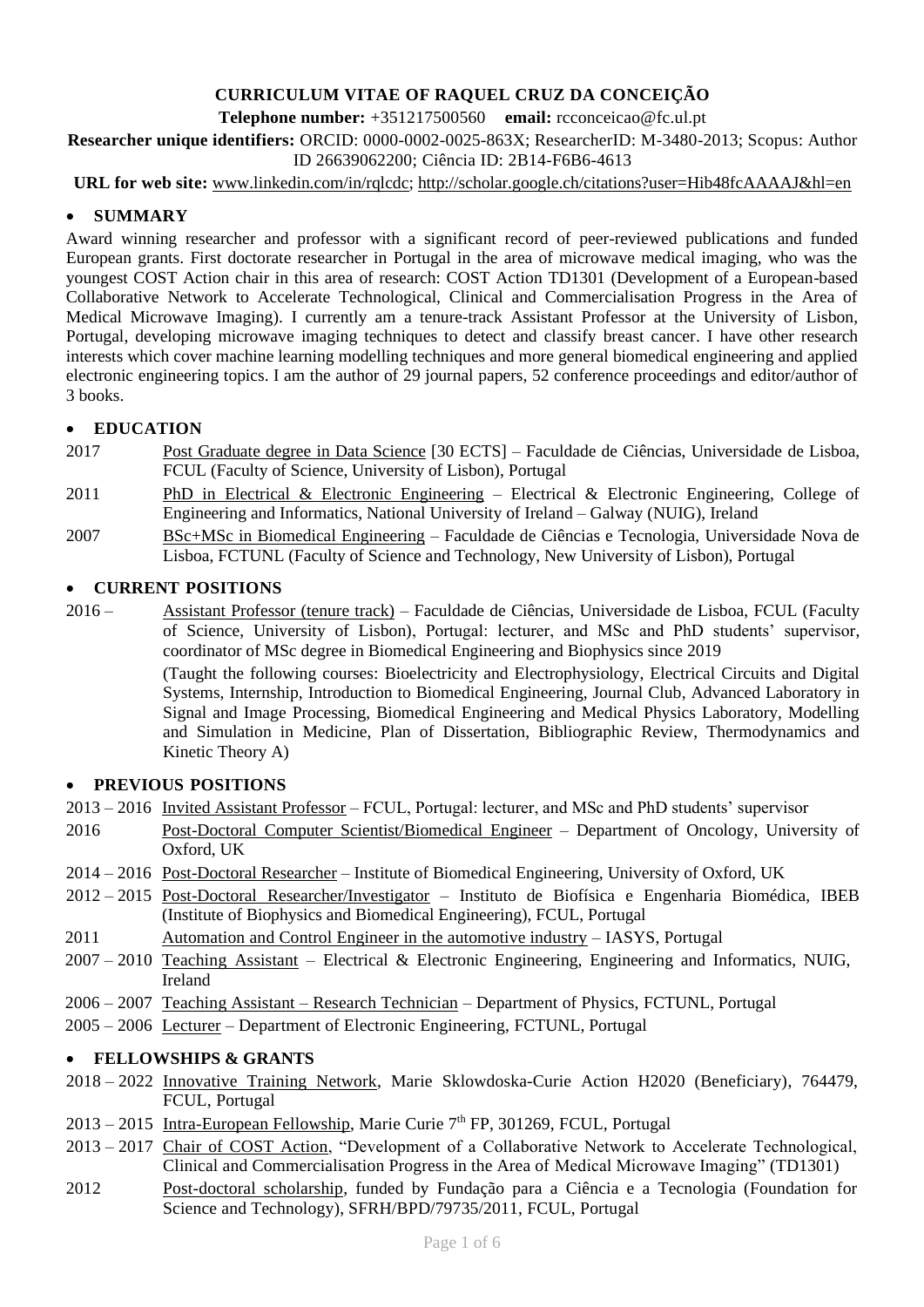# CURRICULUM VITAE OF RAQUEL CRUZ DA CONCEIÇÃO

**Telephone number:** +351217500560 **email:** rcconceicao@fc.ul.pt

**Researcher unique identifiers:** ORCID: 0000-0002-0025-863X; ResearcherID: M-3480-2013; Scopus: Author ID 26639062200; Ciência ID: 2B14-F6B6-4613

**URL for web site:** www.linkedin.com/in/rqlcdc; http://scholar.google.ch/citations?user=Hib48fcAAAAJ&hl=en

## SUMMARY

Award winning researcher and professor with a significant record of peer-reviewed publications and funded European grants. First doctorate researcher in Portugal in the area of microwave medical imaging, who was the youngest COST Action chair in this area of research: COST Action TD1301 (Development of a European-based Collaborative Network to Accelerate Technological, Clinical and Commercialisation Progress in the Area of Medical Microwave Imaging). I currently am a tenure-track Assistant Professor at the University of Lisbon, Portugal, developing microwave imaging techniques to detect and classify breast cancer. I have other research interests which cover machine learning modelling techniques and more general biomedical engineering and applied electronic engineering topics. I am the author of 29 journal papers, 52 conference proceedings and editor/author of 3 books.

## EDUCATION

- 2017 — Post Graduate degree in Data Science [30 ECTS] – Faculdade de Ciências, Universidade de Lisboa, FCUL (Faculty of Science, University of Lisbon), Portugal
- 2011 — PhD in Electrical & Electronic Engineering – Electrical & Electronic Engineering, College of Engineering and Informatics, National University of Ireland – Galway (NUIG), Ireland
- 2007 — BSc+MSc in Biomedical Engineering – Faculdade de Ciências e Tecnologia, Universidade Nova de Lisboa, FCTUNL (Faculty of Science and Technology, New University of Lisbon), Portugal

## CURRENT POSITIONS

- 2016 – — Assistant Professor (tenure track) – Faculdade de Ciências, Universidade de Lisboa, FCUL (Faculty of Science, University of Lisbon), Portugal: lecturer, and MSc and PhD students' supervisor, coordinator of MSc degree in Biomedical Engineering and Biophysics since 2019

  (Taught the following courses: Bioelectricity and Electrophysiology, Electrical Circuits and Digital Systems, Internship, Introduction to Biomedical Engineering, Journal Club, Advanced Laboratory in Signal and Image Processing, Biomedical Engineering and Medical Physics Laboratory, Modelling and Simulation in Medicine, Plan of Dissertation, Bibliographic Review, Thermodynamics and Kinetic Theory A)

## PREVIOUS POSITIONS

- 2013 – 2016 — Invited Assistant Professor – FCUL, Portugal: lecturer, and MSc and PhD students' supervisor
- 2016 — Post-Doctoral Computer Scientist/Biomedical Engineer – Department of Oncology, University of Oxford, UK
- 2014 – 2016 — Post-Doctoral Researcher – Institute of Biomedical Engineering, University of Oxford, UK
- 2012 – 2015 — Post-Doctoral Researcher/Investigator – Instituto de Biofísica e Engenharia Biomédica, IBEB (Institute of Biophysics and Biomedical Engineering), FCUL, Portugal
- 2011 — Automation and Control Engineer in the automotive industry – IASYS, Portugal
- 2007 – 2010 — Teaching Assistant – Electrical & Electronic Engineering, Engineering and Informatics, NUIG, Ireland
- 2006 – 2007 — Teaching Assistant – Research Technician – Department of Physics, FCTUNL, Portugal
- 2005 – 2006 — Lecturer – Department of Electronic Engineering, FCTUNL, Portugal

## FELLOWSHIPS & GRANTS

- 2018 – 2022 — Innovative Training Network, Marie Sklowdoska-Curie Action H2020 (Beneficiary), 764479, FCUL, Portugal
- 2013 – 2015 — Intra-European Fellowship, Marie Curie 7th FP, 301269, FCUL, Portugal
- 2013 – 2017 — Chair of COST Action, "Development of a Collaborative Network to Accelerate Technological, Clinical and Commercialisation Progress in the Area of Medical Microwave Imaging" (TD1301)
- 2012 — Post-doctoral scholarship, funded by Fundação para a Ciência e a Tecnologia (Foundation for Science and Technology), SFRH/BPD/79735/2011, FCUL, Portugal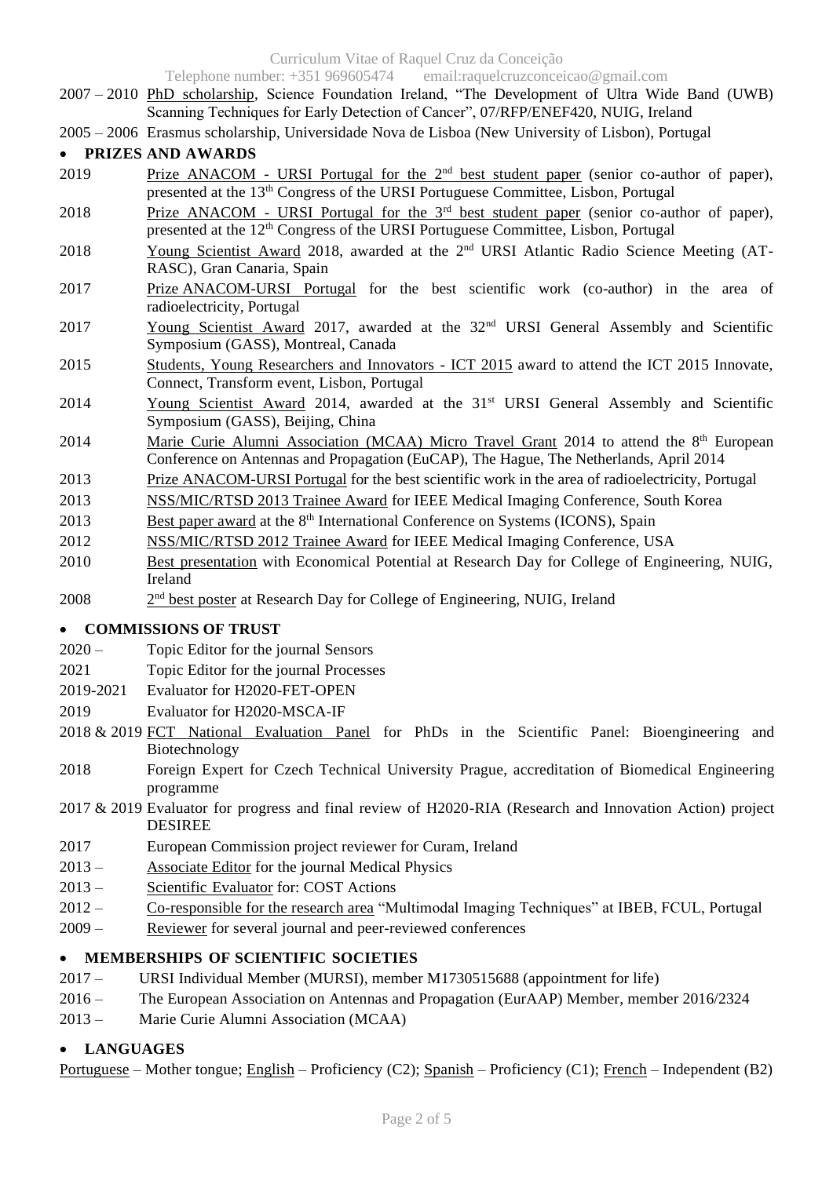2007 – 2010 PhD scholarship, Science Foundation Ireland, "The Development of Ultra Wide Band (UWB) Scanning Techniques for Early Detection of Cancer", 07/RFP/ENEF420, NUIG, Ireland

2005 – 2006 Erasmus scholarship, Universidade Nova de Lisboa (New University of Lisbon), Portugal

- **PRIZES AND AWARDS**

2019 Prize ANACOM - URSI Portugal for the 2nd best student paper (senior co-author of paper), presented at the 13th Congress of the URSI Portuguese Committee, Lisbon, Portugal

2018 Prize ANACOM - URSI Portugal for the 3rd best student paper (senior co-author of paper), presented at the 12th Congress of the URSI Portuguese Committee, Lisbon, Portugal

2018 Young Scientist Award 2018, awarded at the 2nd URSI Atlantic Radio Science Meeting (AT-RASC), Gran Canaria, Spain

2017 Prize ANACOM-URSI Portugal for the best scientific work (co-author) in the area of radioelectricity, Portugal

2017 Young Scientist Award 2017, awarded at the 32nd URSI General Assembly and Scientific Symposium (GASS), Montreal, Canada

2015 Students, Young Researchers and Innovators - ICT 2015 award to attend the ICT 2015 Innovate, Connect, Transform event, Lisbon, Portugal

2014 Young Scientist Award 2014, awarded at the 31st URSI General Assembly and Scientific Symposium (GASS), Beijing, China

2014 Marie Curie Alumni Association (MCAA) Micro Travel Grant 2014 to attend the 8th European Conference on Antennas and Propagation (EuCAP), The Hague, The Netherlands, April 2014

2013 Prize ANACOM-URSI Portugal for the best scientific work in the area of radioelectricity, Portugal

2013 NSS/MIC/RTSD 2013 Trainee Award for IEEE Medical Imaging Conference, South Korea

2013 Best paper award at the 8th International Conference on Systems (ICONS), Spain

2012 NSS/MIC/RTSD 2012 Trainee Award for IEEE Medical Imaging Conference, USA

2010 Best presentation with Economical Potential at Research Day for College of Engineering, NUIG, Ireland

2008 2nd best poster at Research Day for College of Engineering, NUIG, Ireland

- **COMMISSIONS OF TRUST**

2020 – Topic Editor for the journal Sensors

2021 Topic Editor for the journal Processes

2019-2021 Evaluator for H2020-FET-OPEN

2019 Evaluator for H2020-MSCA-IF

2018 & 2019 FCT National Evaluation Panel for PhDs in the Scientific Panel: Bioengineering and Biotechnology

2018 Foreign Expert for Czech Technical University Prague, accreditation of Biomedical Engineering programme

2017 & 2019 Evaluator for progress and final review of H2020-RIA (Research and Innovation Action) project DESIREE

2017 European Commission project reviewer for Curam, Ireland

2013 – Associate Editor for the journal Medical Physics

2013 – Scientific Evaluator for: COST Actions

2012 – Co-responsible for the research area "Multimodal Imaging Techniques" at IBEB, FCUL, Portugal

2009 – Reviewer for several journal and peer-reviewed conferences

- **MEMBERSHIPS OF SCIENTIFIC SOCIETIES**

2017 – URSI Individual Member (MURSI), member M1730515688 (appointment for life)

2016 – The European Association on Antennas and Propagation (EurAAP) Member, member 2016/2324

2013 – Marie Curie Alumni Association (MCAA)

- **LANGUAGES**

Portuguese – Mother tongue; English – Proficiency (C2); Spanish – Proficiency (C1); French – Independent (B2)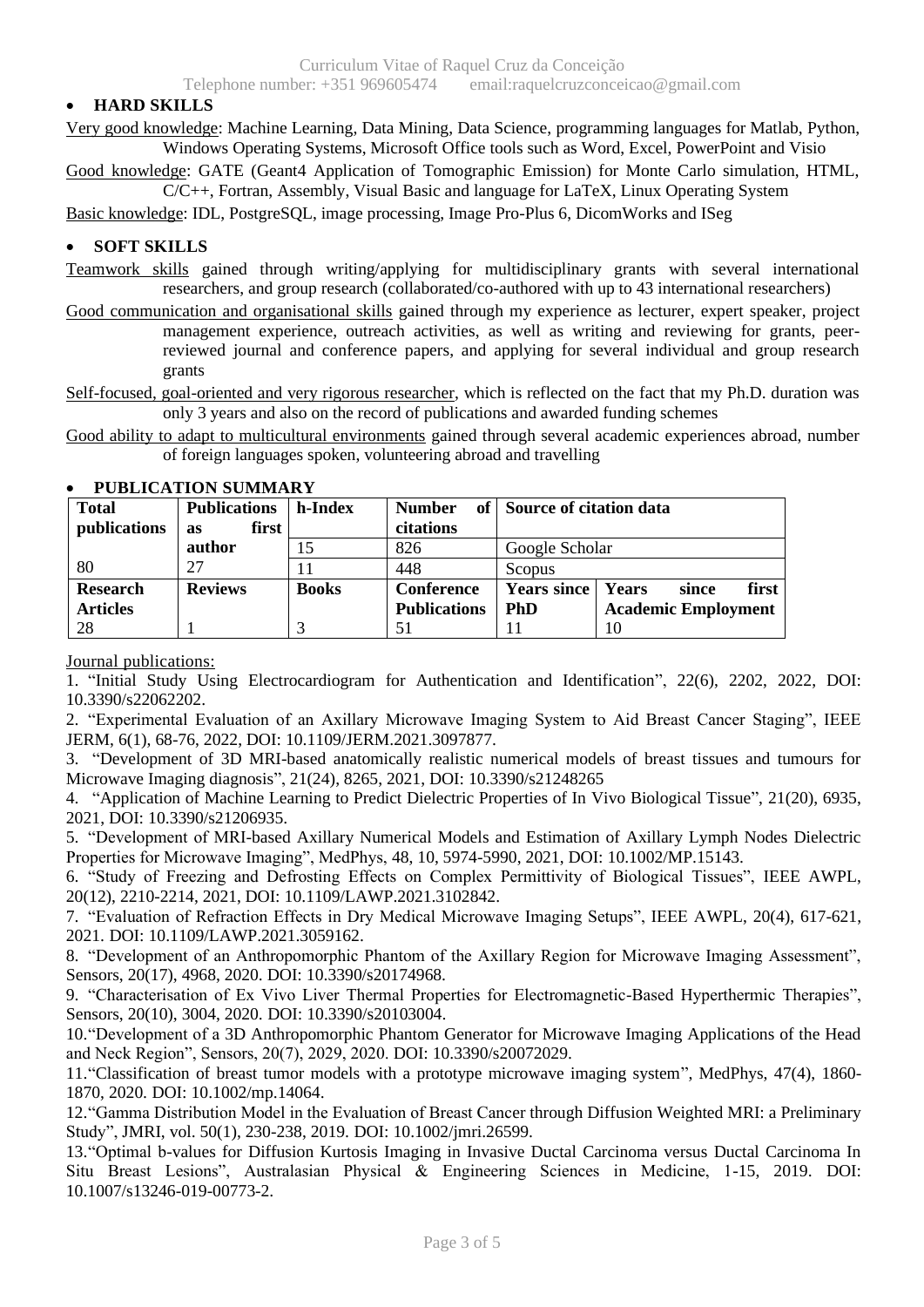- **HARD SKILLS**

Very good knowledge: Machine Learning, Data Mining, Data Science, programming languages for Matlab, Python, Windows Operating Systems, Microsoft Office tools such as Word, Excel, PowerPoint and Visio

Good knowledge: GATE (Geant4 Application of Tomographic Emission) for Monte Carlo simulation, HTML, C/C++, Fortran, Assembly, Visual Basic and language for LaTeX, Linux Operating System

Basic knowledge: IDL, PostgreSQL, image processing, Image Pro-Plus 6, DicomWorks and ISeg

- **SOFT SKILLS**

Teamwork skills gained through writing/applying for multidisciplinary grants with several international researchers, and group research (collaborated/co-authored with up to 43 international researchers)

Good communication and organisational skills gained through my experience as lecturer, expert speaker, project management experience, outreach activities, as well as writing and reviewing for grants, peer-reviewed journal and conference papers, and applying for several individual and group research grants

Self-focused, goal-oriented and very rigorous researcher, which is reflected on the fact that my Ph.D. duration was only 3 years and also on the record of publications and awarded funding schemes

Good ability to adapt to multicultural environments gained through several academic experiences abroad, number of foreign languages spoken, volunteering abroad and travelling

- **PUBLICATION SUMMARY**

| **Total publications** | **Publications as first author** | **h-Index** | **Number of citations** | **Source of citation data** | |
|---|---|---|---|---|---|
| | | 15 | 826 | Google Scholar | |
| 80 | 27 | 11 | 448 | Scopus | |
| **Research Articles** | **Reviews** | **Books** | **Conference Publications** | **Years since PhD** | **Years since first Academic Employment** |
| 28 | 1 | 3 | 51 | 11 | 10 |

Journal publications:

1. "Initial Study Using Electrocardiogram for Authentication and Identification", 22(6), 2202, 2022, DOI: 10.3390/s22062202.
2. "Experimental Evaluation of an Axillary Microwave Imaging System to Aid Breast Cancer Staging", IEEE JERM, 6(1), 68-76, 2022, DOI: 10.1109/JERM.2021.3097877.
3. "Development of 3D MRI-based anatomically realistic numerical models of breast tissues and tumours for Microwave Imaging diagnosis", 21(24), 8265, 2021, DOI: 10.3390/s21248265
4. "Application of Machine Learning to Predict Dielectric Properties of In Vivo Biological Tissue", 21(20), 6935, 2021, DOI: 10.3390/s21206935.
5. "Development of MRI-based Axillary Numerical Models and Estimation of Axillary Lymph Nodes Dielectric Properties for Microwave Imaging", MedPhys, 48, 10, 5974-5990, 2021, DOI: 10.1002/MP.15143.
6. "Study of Freezing and Defrosting Effects on Complex Permittivity of Biological Tissues", IEEE AWPL, 20(12), 2210-2214, 2021, DOI: 10.1109/LAWP.2021.3102842.
7. "Evaluation of Refraction Effects in Dry Medical Microwave Imaging Setups", IEEE AWPL, 20(4), 617-621, 2021. DOI: 10.1109/LAWP.2021.3059162.
8. "Development of an Anthropomorphic Phantom of the Axillary Region for Microwave Imaging Assessment", Sensors, 20(17), 4968, 2020. DOI: 10.3390/s20174968.
9. "Characterisation of Ex Vivo Liver Thermal Properties for Electromagnetic-Based Hyperthermic Therapies", Sensors, 20(10), 3004, 2020. DOI: 10.3390/s20103004.
10. "Development of a 3D Anthropomorphic Phantom Generator for Microwave Imaging Applications of the Head and Neck Region", Sensors, 20(7), 2029, 2020. DOI: 10.3390/s20072029.
11. "Classification of breast tumor models with a prototype microwave imaging system", MedPhys, 47(4), 1860-1870, 2020. DOI: 10.1002/mp.14064.
12. "Gamma Distribution Model in the Evaluation of Breast Cancer through Diffusion Weighted MRI: a Preliminary Study", JMRI, vol. 50(1), 230-238, 2019. DOI: 10.1002/jmri.26599.
13. "Optimal b-values for Diffusion Kurtosis Imaging in Invasive Ductal Carcinoma versus Ductal Carcinoma In Situ Breast Lesions", Australasian Physical & Engineering Sciences in Medicine, 1-15, 2019. DOI: 10.1007/s13246-019-00773-2.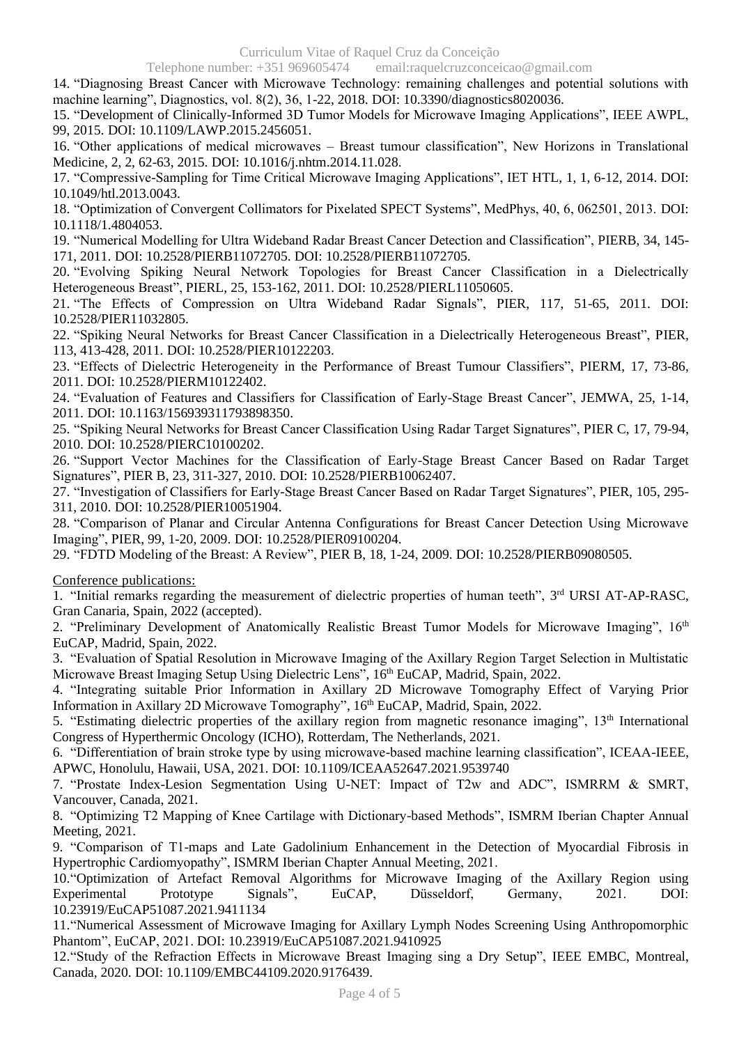14. "Diagnosing Breast Cancer with Microwave Technology: remaining challenges and potential solutions with machine learning", Diagnostics, vol. 8(2), 36, 1-22, 2018. DOI: 10.3390/diagnostics8020036.

15. "Development of Clinically-Informed 3D Tumor Models for Microwave Imaging Applications", IEEE AWPL, 99, 2015. DOI: 10.1109/LAWP.2015.2456051.

16. "Other applications of medical microwaves – Breast tumour classification", New Horizons in Translational Medicine, 2, 2, 62-63, 2015. DOI: 10.1016/j.nhtm.2014.11.028.

17. "Compressive-Sampling for Time Critical Microwave Imaging Applications", IET HTL, 1, 1, 6-12, 2014. DOI: 10.1049/htl.2013.0043.

18. "Optimization of Convergent Collimators for Pixelated SPECT Systems", MedPhys, 40, 6, 062501, 2013. DOI: 10.1118/1.4804053.

19. "Numerical Modelling for Ultra Wideband Radar Breast Cancer Detection and Classification", PIERB, 34, 145-171, 2011. DOI: 10.2528/PIERB11072705. DOI: 10.2528/PIERB11072705.

20. "Evolving Spiking Neural Network Topologies for Breast Cancer Classification in a Dielectrically Heterogeneous Breast", PIERL, 25, 153-162, 2011. DOI: 10.2528/PIERL11050605.

21. "The Effects of Compression on Ultra Wideband Radar Signals", PIER, 117, 51-65, 2011. DOI: 10.2528/PIER11032805.

22. "Spiking Neural Networks for Breast Cancer Classification in a Dielectrically Heterogeneous Breast", PIER, 113, 413-428, 2011. DOI: 10.2528/PIER10122203.

23. "Effects of Dielectric Heterogeneity in the Performance of Breast Tumour Classifiers", PIERM, 17, 73-86, 2011. DOI: 10.2528/PIERM10122402.

24. "Evaluation of Features and Classifiers for Classification of Early-Stage Breast Cancer", JEMWA, 25, 1-14, 2011. DOI: 10.1163/156939311793898350.

25. "Spiking Neural Networks for Breast Cancer Classification Using Radar Target Signatures", PIER C, 17, 79-94, 2010. DOI: 10.2528/PIERC10100202.

26. "Support Vector Machines for the Classification of Early-Stage Breast Cancer Based on Radar Target Signatures", PIER B, 23, 311-327, 2010. DOI: 10.2528/PIERB10062407.

27. "Investigation of Classifiers for Early-Stage Breast Cancer Based on Radar Target Signatures", PIER, 105, 295-311, 2010. DOI: 10.2528/PIER10051904.

28. "Comparison of Planar and Circular Antenna Configurations for Breast Cancer Detection Using Microwave Imaging", PIER, 99, 1-20, 2009. DOI: 10.2528/PIER09100204.

29. "FDTD Modeling of the Breast: A Review", PIER B, 18, 1-24, 2009. DOI: 10.2528/PIERB09080505.

Conference publications:

1. "Initial remarks regarding the measurement of dielectric properties of human teeth", 3rd URSI AT-AP-RASC, Gran Canaria, Spain, 2022 (accepted).

2. "Preliminary Development of Anatomically Realistic Breast Tumor Models for Microwave Imaging", 16th EuCAP, Madrid, Spain, 2022.

3. "Evaluation of Spatial Resolution in Microwave Imaging of the Axillary Region Target Selection in Multistatic Microwave Breast Imaging Setup Using Dielectric Lens", 16th EuCAP, Madrid, Spain, 2022.

4. "Integrating suitable Prior Information in Axillary 2D Microwave Tomography Effect of Varying Prior Information in Axillary 2D Microwave Tomography", 16th EuCAP, Madrid, Spain, 2022.

5. "Estimating dielectric properties of the axillary region from magnetic resonance imaging", 13th International Congress of Hyperthermic Oncology (ICHO), Rotterdam, The Netherlands, 2021.

6. "Differentiation of brain stroke type by using microwave-based machine learning classification", ICEAA-IEEE, APWC, Honolulu, Hawaii, USA, 2021. DOI: 10.1109/ICEAA52647.2021.9539740

7. "Prostate Index-Lesion Segmentation Using U-NET: Impact of T2w and ADC", ISMRRM & SMRT, Vancouver, Canada, 2021.

8. "Optimizing T2 Mapping of Knee Cartilage with Dictionary-based Methods", ISMRM Iberian Chapter Annual Meeting, 2021.

9. "Comparison of T1-maps and Late Gadolinium Enhancement in the Detection of Myocardial Fibrosis in Hypertrophic Cardiomyopathy", ISMRM Iberian Chapter Annual Meeting, 2021.

10. "Optimization of Artefact Removal Algorithms for Microwave Imaging of the Axillary Region using Experimental Prototype Signals", EuCAP, Düsseldorf, Germany, 2021. DOI: 10.23919/EuCAP51087.2021.9411134

11. "Numerical Assessment of Microwave Imaging for Axillary Lymph Nodes Screening Using Anthropomorphic Phantom", EuCAP, 2021. DOI: 10.23919/EuCAP51087.2021.9410925

12. "Study of the Refraction Effects in Microwave Breast Imaging sing a Dry Setup", IEEE EMBC, Montreal, Canada, 2020. DOI: 10.1109/EMBC44109.2020.9176439.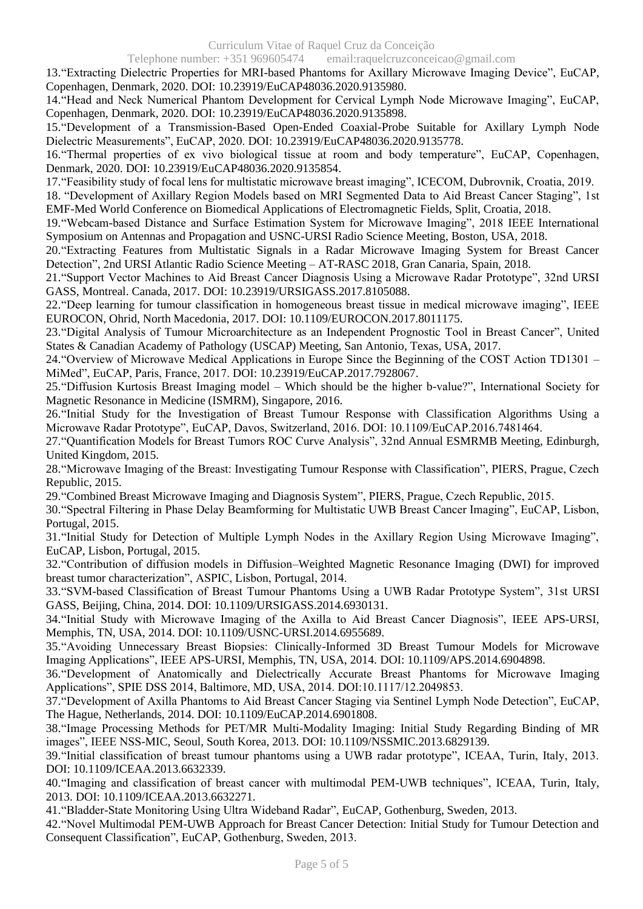13. "Extracting Dielectric Properties for MRI-based Phantoms for Axillary Microwave Imaging Device", EuCAP, Copenhagen, Denmark, 2020. DOI: 10.23919/EuCAP48036.2020.9135980.
14. "Head and Neck Numerical Phantom Development for Cervical Lymph Node Microwave Imaging", EuCAP, Copenhagen, Denmark, 2020. DOI: 10.23919/EuCAP48036.2020.9135898.
15. "Development of a Transmission-Based Open-Ended Coaxial-Probe Suitable for Axillary Lymph Node Dielectric Measurements", EuCAP, 2020. DOI: 10.23919/EuCAP48036.2020.9135778.
16. "Thermal properties of ex vivo biological tissue at room and body temperature", EuCAP, Copenhagen, Denmark, 2020. DOI: 10.23919/EuCAP48036.2020.9135854.
17. "Feasibility study of focal lens for multistatic microwave breast imaging", ICECOM, Dubrovnik, Croatia, 2019.
18. "Development of Axillary Region Models based on MRI Segmented Data to Aid Breast Cancer Staging", 1st EMF-Med World Conference on Biomedical Applications of Electromagnetic Fields, Split, Croatia, 2018.
19. "Webcam-based Distance and Surface Estimation System for Microwave Imaging", 2018 IEEE International Symposium on Antennas and Propagation and USNC-URSI Radio Science Meeting, Boston, USA, 2018.
20. "Extracting Features from Multistatic Signals in a Radar Microwave Imaging System for Breast Cancer Detection", 2nd URSI Atlantic Radio Science Meeting – AT-RASC 2018, Gran Canaria, Spain, 2018.
21. "Support Vector Machines to Aid Breast Cancer Diagnosis Using a Microwave Radar Prototype", 32nd URSI GASS, Montreal. Canada, 2017. DOI: 10.23919/URSIGASS.2017.8105088.
22. "Deep learning for tumour classification in homogeneous breast tissue in medical microwave imaging", IEEE EUROCON, Ohrid, North Macedonia, 2017. DOI: 10.1109/EUROCON.2017.8011175.
23. "Digital Analysis of Tumour Microarchitecture as an Independent Prognostic Tool in Breast Cancer", United States & Canadian Academy of Pathology (USCAP) Meeting, San Antonio, Texas, USA, 2017.
24. "Overview of Microwave Medical Applications in Europe Since the Beginning of the COST Action TD1301 – MiMed", EuCAP, Paris, France, 2017. DOI: 10.23919/EuCAP.2017.7928067.
25. "Diffusion Kurtosis Breast Imaging model – Which should be the higher b-value?", International Society for Magnetic Resonance in Medicine (ISMRM), Singapore, 2016.
26. "Initial Study for the Investigation of Breast Tumour Response with Classification Algorithms Using a Microwave Radar Prototype", EuCAP, Davos, Switzerland, 2016. DOI: 10.1109/EuCAP.2016.7481464.
27. "Quantification Models for Breast Tumors ROC Curve Analysis", 32nd Annual ESMRMB Meeting, Edinburgh, United Kingdom, 2015.
28. "Microwave Imaging of the Breast: Investigating Tumour Response with Classification", PIERS, Prague, Czech Republic, 2015.
29. "Combined Breast Microwave Imaging and Diagnosis System", PIERS, Prague, Czech Republic, 2015.
30. "Spectral Filtering in Phase Delay Beamforming for Multistatic UWB Breast Cancer Imaging", EuCAP, Lisbon, Portugal, 2015.
31. "Initial Study for Detection of Multiple Lymph Nodes in the Axillary Region Using Microwave Imaging", EuCAP, Lisbon, Portugal, 2015.
32. "Contribution of diffusion models in Diffusion–Weighted Magnetic Resonance Imaging (DWI) for improved breast tumor characterization", ASPIC, Lisbon, Portugal, 2014.
33. "SVM-based Classification of Breast Tumour Phantoms Using a UWB Radar Prototype System", 31st URSI GASS, Beijing, China, 2014. DOI: 10.1109/URSIGASS.2014.6930131.
34. "Initial Study with Microwave Imaging of the Axilla to Aid Breast Cancer Diagnosis", IEEE APS-URSI, Memphis, TN, USA, 2014. DOI: 10.1109/USNC-URSI.2014.6955689.
35. "Avoiding Unnecessary Breast Biopsies: Clinically-Informed 3D Breast Tumour Models for Microwave Imaging Applications", IEEE APS-URSI, Memphis, TN, USA, 2014. DOI: 10.1109/APS.2014.6904898.
36. "Development of Anatomically and Dielectrically Accurate Breast Phantoms for Microwave Imaging Applications", SPIE DSS 2014, Baltimore, MD, USA, 2014. DOI:10.1117/12.2049853.
37. "Development of Axilla Phantoms to Aid Breast Cancer Staging via Sentinel Lymph Node Detection", EuCAP, The Hague, Netherlands, 2014. DOI: 10.1109/EuCAP.2014.6901808.
38. "Image Processing Methods for PET/MR Multi-Modality Imaging: Initial Study Regarding Binding of MR images", IEEE NSS-MIC, Seoul, South Korea, 2013. DOI: 10.1109/NSSMIC.2013.6829139.
39. "Initial classification of breast tumour phantoms using a UWB radar prototype", ICEAA, Turin, Italy, 2013. DOI: 10.1109/ICEAA.2013.6632339.
40. "Imaging and classification of breast cancer with multimodal PEM-UWB techniques", ICEAA, Turin, Italy, 2013. DOI: 10.1109/ICEAA.2013.6632271.
41. "Bladder-State Monitoring Using Ultra Wideband Radar", EuCAP, Gothenburg, Sweden, 2013.
42. "Novel Multimodal PEM-UWB Approach for Breast Cancer Detection: Initial Study for Tumour Detection and Consequent Classification", EuCAP, Gothenburg, Sweden, 2013.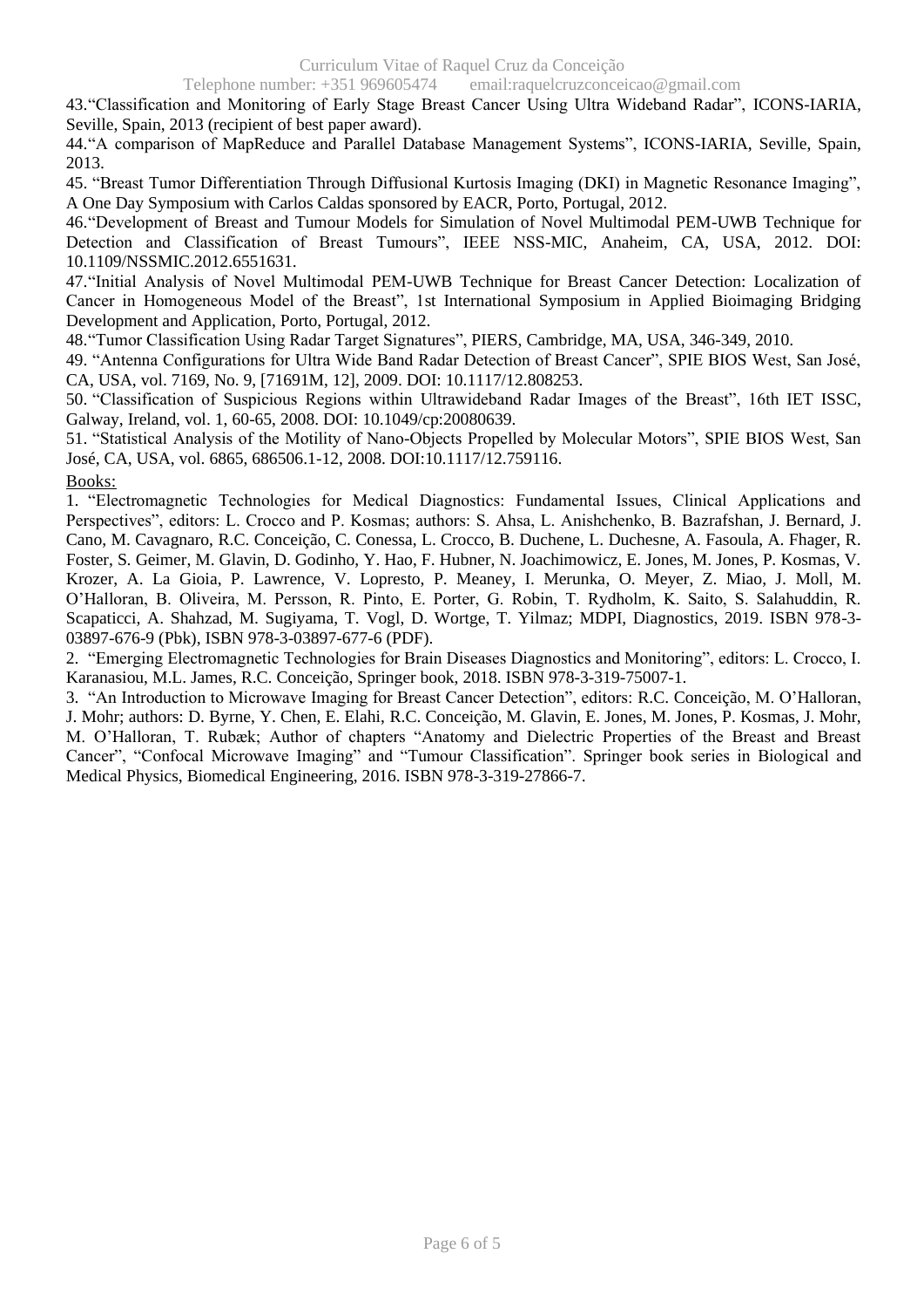43.“Classification and Monitoring of Early Stage Breast Cancer Using Ultra Wideband Radar”, ICONS-IARIA, Seville, Spain, 2013 (recipient of best paper award).

44.“A comparison of MapReduce and Parallel Database Management Systems”, ICONS-IARIA, Seville, Spain, 2013.

45. “Breast Tumor Differentiation Through Diffusional Kurtosis Imaging (DKI) in Magnetic Resonance Imaging”, A One Day Symposium with Carlos Caldas sponsored by EACR, Porto, Portugal, 2012.

46.“Development of Breast and Tumour Models for Simulation of Novel Multimodal PEM-UWB Technique for Detection and Classification of Breast Tumours”, IEEE NSS-MIC, Anaheim, CA, USA, 2012. DOI: 10.1109/NSSMIC.2012.6551631.

47.“Initial Analysis of Novel Multimodal PEM-UWB Technique for Breast Cancer Detection: Localization of Cancer in Homogeneous Model of the Breast”, 1st International Symposium in Applied Bioimaging Bridging Development and Application, Porto, Portugal, 2012.

48.“Tumor Classification Using Radar Target Signatures”, PIERS, Cambridge, MA, USA, 346-349, 2010.

49. “Antenna Configurations for Ultra Wide Band Radar Detection of Breast Cancer”, SPIE BIOS West, San José, CA, USA, vol. 7169, No. 9, [71691M, 12], 2009. DOI: 10.1117/12.808253.

50. “Classification of Suspicious Regions within Ultrawideband Radar Images of the Breast”, 16th IET ISSC, Galway, Ireland, vol. 1, 60-65, 2008. DOI: 10.1049/cp:20080639.

51. “Statistical Analysis of the Motility of Nano-Objects Propelled by Molecular Motors”, SPIE BIOS West, San José, CA, USA, vol. 6865, 686506.1-12, 2008. DOI:10.1117/12.759116.

Books:

1. “Electromagnetic Technologies for Medical Diagnostics: Fundamental Issues, Clinical Applications and Perspectives”, editors: L. Crocco and P. Kosmas; authors: S. Ahsa, L. Anishchenko, B. Bazrafshan, J. Bernard, J. Cano, M. Cavagnaro, R.C. Conceição, C. Conessa, L. Crocco, B. Duchene, L. Duchesne, A. Fasoula, A. Fhager, R. Foster, S. Geimer, M. Glavin, D. Godinho, Y. Hao, F. Hubner, N. Joachimowicz, E. Jones, M. Jones, P. Kosmas, V. Krozer, A. La Gioia, P. Lawrence, V. Lopresto, P. Meaney, I. Merunka, O. Meyer, Z. Miao, J. Moll, M. O’Halloran, B. Oliveira, M. Persson, R. Pinto, E. Porter, G. Robin, T. Rydholm, K. Saito, S. Salahuddin, R. Scapaticci, A. Shahzad, M. Sugiyama, T. Vogl, D. Wortge, T. Yilmaz; MDPI, Diagnostics, 2019. ISBN 978-3-03897-676-9 (Pbk), ISBN 978-3-03897-677-6 (PDF).

2. “Emerging Electromagnetic Technologies for Brain Diseases Diagnostics and Monitoring”, editors: L. Crocco, I. Karanasiou, M.L. James, R.C. Conceição, Springer book, 2018. ISBN 978-3-319-75007-1.

3. “An Introduction to Microwave Imaging for Breast Cancer Detection”, editors: R.C. Conceição, M. O’Halloran, J. Mohr; authors: D. Byrne, Y. Chen, E. Elahi, R.C. Conceição, M. Glavin, E. Jones, M. Jones, P. Kosmas, J. Mohr, M. O’Halloran, T. Rubæk; Author of chapters “Anatomy and Dielectric Properties of the Breast and Breast Cancer”, “Confocal Microwave Imaging” and “Tumour Classification”. Springer book series in Biological and Medical Physics, Biomedical Engineering, 2016. ISBN 978-3-319-27866-7.